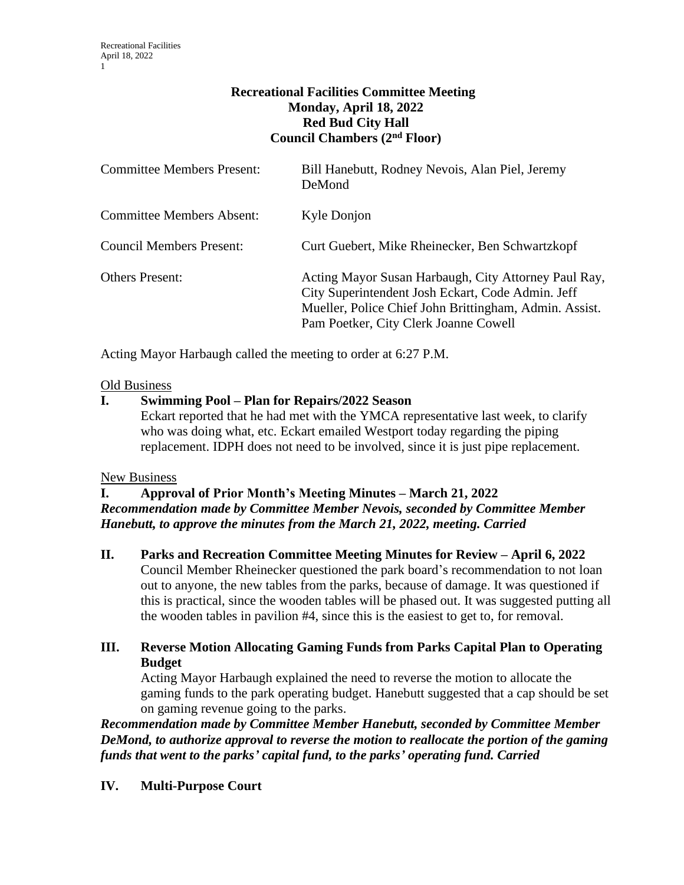# Recreational Facilities Committee Meeting
## Monday, April 18, 2022
## Red Bud City Hall
## Council Chambers (2nd Floor)

| | |
|---|---|
| Committee Members Present: | Bill Hanebutt, Rodney Nevois, Alan Piel, Jeremy DeMond |
| Committee Members Absent: | Kyle Donjon |
| Council Members Present: | Curt Guebert, Mike Rheinecker, Ben Schwartzkopf |
| Others Present: | Acting Mayor Susan Harbaugh, City Attorney Paul Ray, City Superintendent Josh Eckart, Code Admin. Jeff Mueller, Police Chief John Brittingham, Admin. Assist. Pam Poetker, City Clerk Joanne Cowell |

Acting Mayor Harbaugh called the meeting to order at 6:27 P.M.

Old Business

**I. Swimming Pool – Plan for Repairs/2022 Season**

Eckart reported that he had met with the YMCA representative last week, to clarify who was doing what, etc. Eckart emailed Westport today regarding the piping replacement. IDPH does not need to be involved, since it is just pipe replacement.

New Business

**I. Approval of Prior Month's Meeting Minutes – March 21, 2022**

***Recommendation made by Committee Member Nevois, seconded by Committee Member Hanebutt, to approve the minutes from the March 21, 2022, meeting. Carried***

**II. Parks and Recreation Committee Meeting Minutes for Review – April 6, 2022**

Council Member Rheinecker questioned the park board's recommendation to not loan out to anyone, the new tables from the parks, because of damage. It was questioned if this is practical, since the wooden tables will be phased out. It was suggested putting all the wooden tables in pavilion #4, since this is the easiest to get to, for removal.

**III. Reverse Motion Allocating Gaming Funds from Parks Capital Plan to Operating Budget**

Acting Mayor Harbaugh explained the need to reverse the motion to allocate the gaming funds to the park operating budget. Hanebutt suggested that a cap should be set on gaming revenue going to the parks.

***Recommendation made by Committee Member Hanebutt, seconded by Committee Member DeMond, to authorize approval to reverse the motion to reallocate the portion of the gaming funds that went to the parks' capital fund, to the parks' operating fund. Carried***

**IV. Multi-Purpose Court**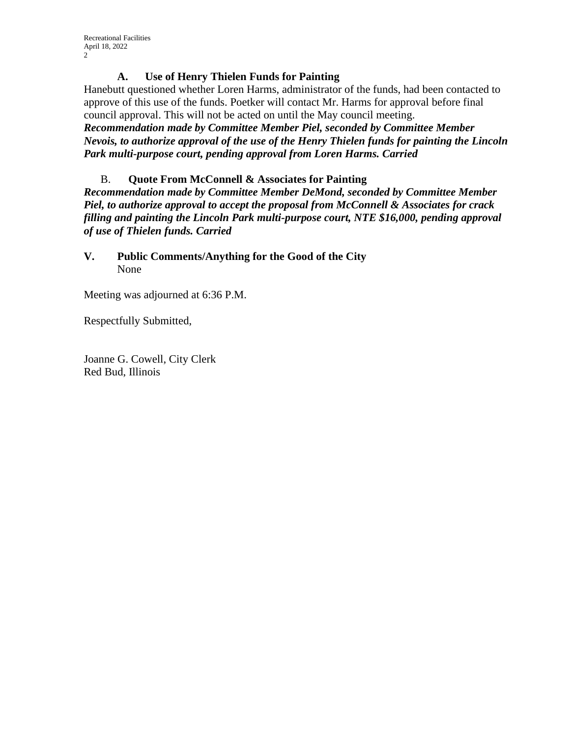### A. Use of Henry Thielen Funds for Painting

Hanebutt questioned whether Loren Harms, administrator of the funds, had been contacted to approve of this use of the funds. Poetker will contact Mr. Harms for approval before final council approval. This will not be acted on until the May council meeting.

***Recommendation made by Committee Member Piel, seconded by Committee Member Nevois, to authorize approval of the use of the Henry Thielen funds for painting the Lincoln Park multi-purpose court, pending approval from Loren Harms. Carried***

### B. Quote From McConnell & Associates for Painting

***Recommendation made by Committee Member DeMond, seconded by Committee Member Piel, to authorize approval to accept the proposal from McConnell & Associates for crack filling and painting the Lincoln Park multi-purpose court, NTE $16,000, pending approval of use of Thielen funds. Carried***

## V. Public Comments/Anything for the Good of the City

None

Meeting was adjourned at 6:36 P.M.

Respectfully Submitted,

Joanne G. Cowell, City Clerk
Red Bud, Illinois